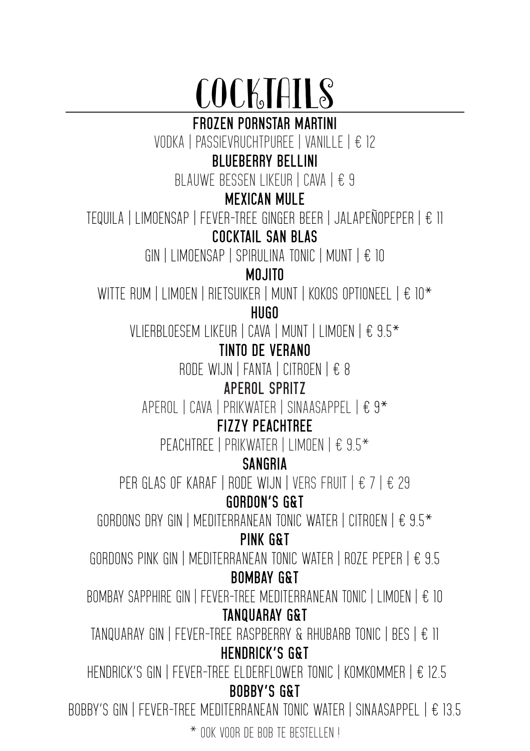# COCKTAILS

**FROZEN PORNSTAR MARTINI**
VODKA | PASSIEVRUCHTPUREE | VANILLE | € 12

**BLUEBERRY BELLINI**
BLAUWE BESSEN LIKEUR | CAVA | € 9

**MEXICAN MULE**
TEQUILA | LIMOENSAP | FEVER-TREE GINGER BEER | JALAPEÑOPEPER | € 11

**COCKTAIL SAN BLAS**
GIN | LIMOENSAP | SPIRULINA TONIC | MUNT | € 10

**MOJITO**
WITTE RUM | LIMOEN | RIETSUIKER | MUNT | KOKOS OPTIONEEL | € 10*

**HUGO**
VLIERBLOESEM LIKEUR | CAVA | MUNT | LIMOEN | € 9.5*

**TINTO DE VERANO**
RODE WIJN | FANTA | CITROEN | € 8

**APEROL SPRITZ**
APEROL | CAVA | PRIKWATER | SINAASAPPEL | € 9*

**FIZZY PEACHTREE**
PEACHTREE | PRIKWATER | LIMOEN | € 9.5*

**SANGRIA**
PER GLAS OF KARAF | RODE WIJN | VERS FRUIT | € 7 | € 29

**GORDON'S G&T**
GORDONS DRY GIN | MEDITERRANEAN TONIC WATER | CITROEN | € 9.5*

**PINK G&T**
GORDONS PINK GIN | MEDITERRANEAN TONIC WATER | ROZE PEPER | € 9.5

**BOMBAY G&T**
BOMBAY SAPPHIRE GIN | FEVER-TREE MEDITERRANEAN TONIC | LIMOEN | € 10

**TANQUARAY G&T**
TANQUARAY GIN | FEVER-TREE RASPBERRY & RHUBARB TONIC | BES | € 11

**HENDRICK'S G&T**
HENDRICK'S GIN | FEVER-TREE ELDERFLOWER TONIC | KOMKOMMER | € 12.5

**BOBBY'S G&T**
BOBBY'S GIN | FEVER-TREE MEDITERRANEAN TONIC WATER | SINAASAPPEL | € 13.5

* OOK VOOR DE BOB TE BESTELLEN !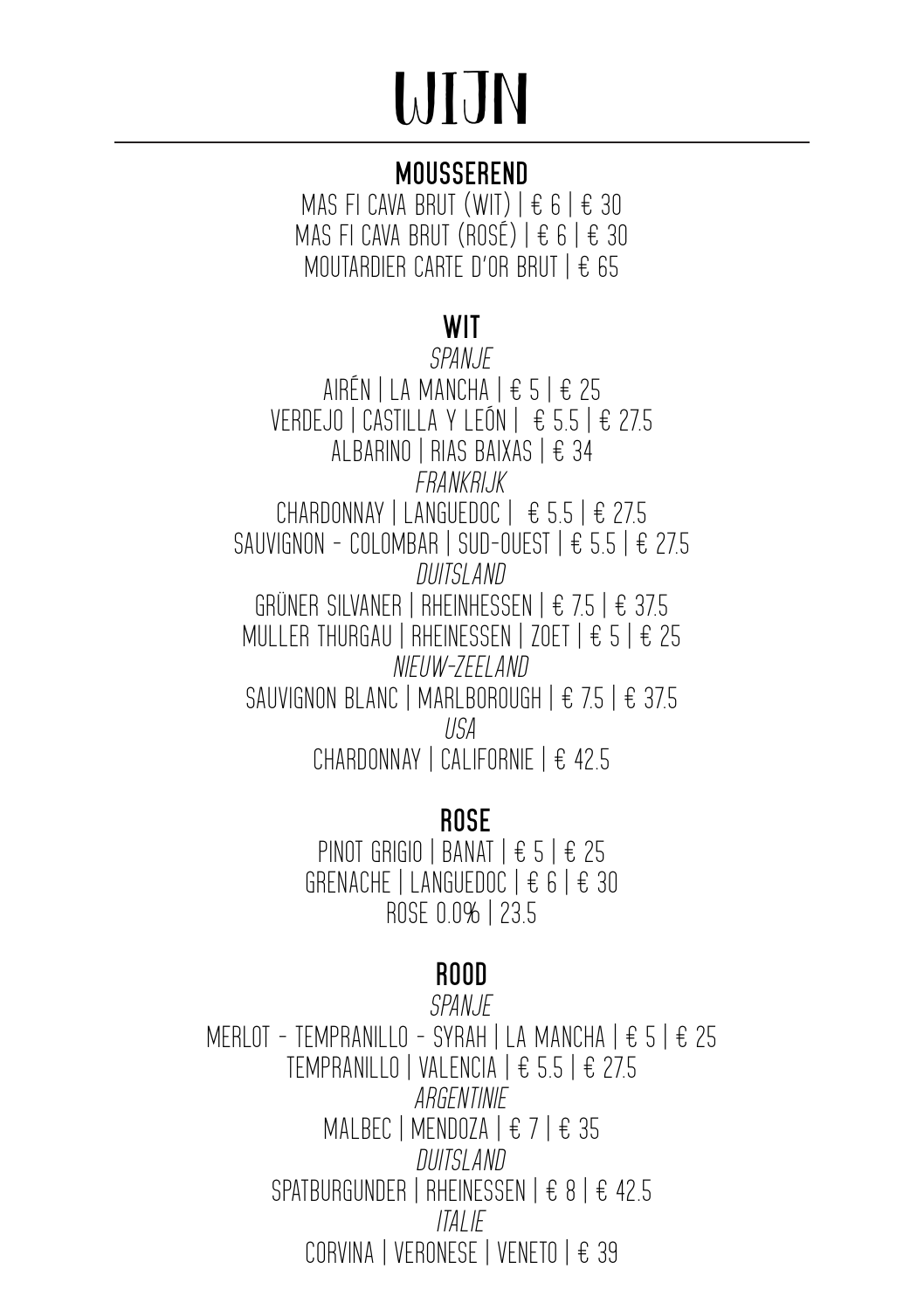# WIJN

## MOUSSEREND

MAS FI CAVA BRUT (WIT) | € 6 | € 30
MAS FI CAVA BRUT (ROSÉ) | € 6 | € 30
MOUTARDIER CARTE D'OR BRUT | € 65

## WIT

*SPANJE*

AIRÉN | LA MANCHA | € 5 | € 25
VERDEJO | CASTILLA Y LEÓN | € 5.5 | € 27.5
ALBARINO | RIAS BAIXAS | € 34

*FRANKRIJK*

CHARDONNAY | LANGUEDOC | € 5.5 | € 27.5
SAUVIGNON - COLOMBAR | SUD-OUEST | € 5.5 | € 27.5

*DUITSLAND*

GRÜNER SILVANER | RHEINHESSEN | € 7.5 | € 37.5
MULLER THURGAU | RHEINESSEN | ZOET | € 5 | € 25

*NIEUW-ZEELAND*

SAUVIGNON BLANC | MARLBOROUGH | € 7.5 | € 37.5

*USA*

CHARDONNAY | CALIFORNIE | € 42.5

## ROSE

PINOT GRIGIO | BANAT | € 5 | € 25
GRENACHE | LANGUEDOC | € 6 | € 30
ROSE 0.0% | 23.5

## ROOD

*SPANJE*

MERLOT - TEMPRANILLO - SYRAH | LA MANCHA | € 5 | € 25
TEMPRANILLO | VALENCIA | € 5.5 | € 27.5

*ARGENTINIE*

MALBEC | MENDOZA | € 7 | € 35

*DUITSLAND*

SPATBURGUNDER | RHEINESSEN | € 8 | € 42.5

*ITALIE*

CORVINA | VERONESE | VENETO | € 39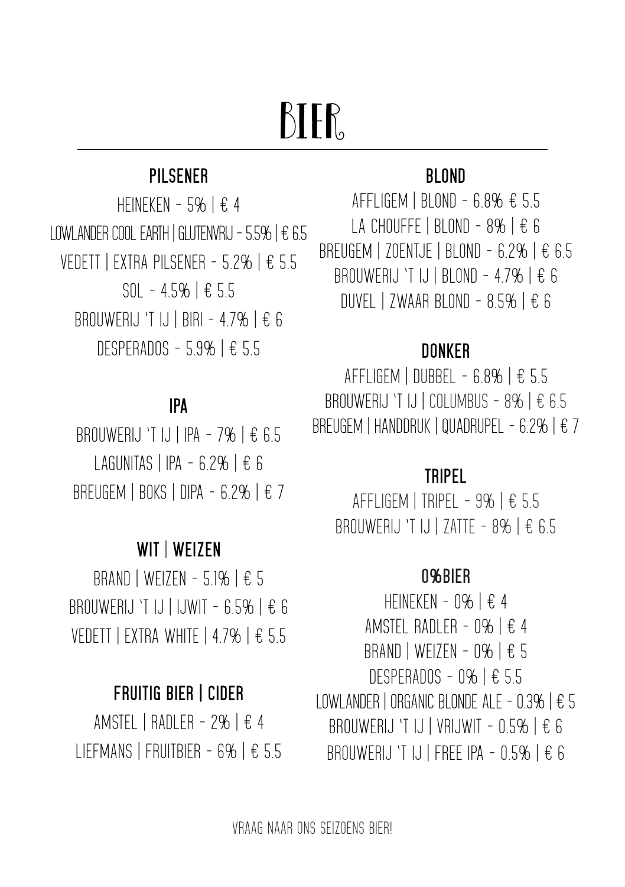# BIER

## PILSENER

HEINEKEN - 5% | € 4

LOWLANDER COOL EARTH | GLUTENVRIJ - 5.5% | € 6.5

VEDETT | EXTRA PILSENER - 5.2% | € 5.5

SOL - 4.5% | € 5.5

BROUWERIJ 'T IJ | BIRI - 4.7% | € 6

DESPERADOS - 5.9% | € 5.5

## IPA

BROUWERIJ 'T IJ | IPA - 7% | € 6.5

LAGUNITAS | IPA - 6.2% | € 6

BREUGEM | BOKS | DIPA - 6.2% | € 7

## WIT | WEIZEN

BRAND | WEIZEN - 5.1% | € 5

BROUWERIJ 'T IJ | IJWIT - 6.5% | € 6

VEDETT | EXTRA WHITE | 4.7% | € 5.5

## FRUITIG BIER | CIDER

AMSTEL | RADLER - 2% | € 4

LIEFMANS | FRUITBIER - 6% | € 5.5

## BLOND

AFFLIGEM | BLOND - 6.8% € 5.5

LA CHOUFFE | BLOND - 8% | € 6

BREUGEM | ZOENTJE | BLOND - 6.2% | € 6.5

BROUWERIJ 'T IJ | BLOND - 4.7% | € 6

DUVEL | ZWAAR BLOND - 8.5% | € 6

## DONKER

AFFLIGEM | DUBBEL - 6.8% | € 5.5

BROUWERIJ 'T IJ | COLUMBUS - 8% | € 6.5

BREUGEM | HANDDRUK | QUADRUPEL - 6.2% | € 7

## TRIPEL

AFFLIGEM | TRIPEL - 9% | € 5.5

BROUWERIJ 'T IJ | ZATTE - 8% | € 6.5

## 0% BIER

HEINEKEN - 0% | € 4

AMSTEL RADLER - 0% | € 4

BRAND | WEIZEN - 0% | € 5

DESPERADOS - 0% | € 5.5

LOWLANDER | ORGANIC BLONDE ALE - 0.3% | € 5

BROUWERIJ 'T IJ | VRIJWIT - 0.5% | € 6

BROUWERIJ 'T IJ | FREE IPA - 0.5% | € 6

VRAAG NAAR ONS SEIZOENS BIER!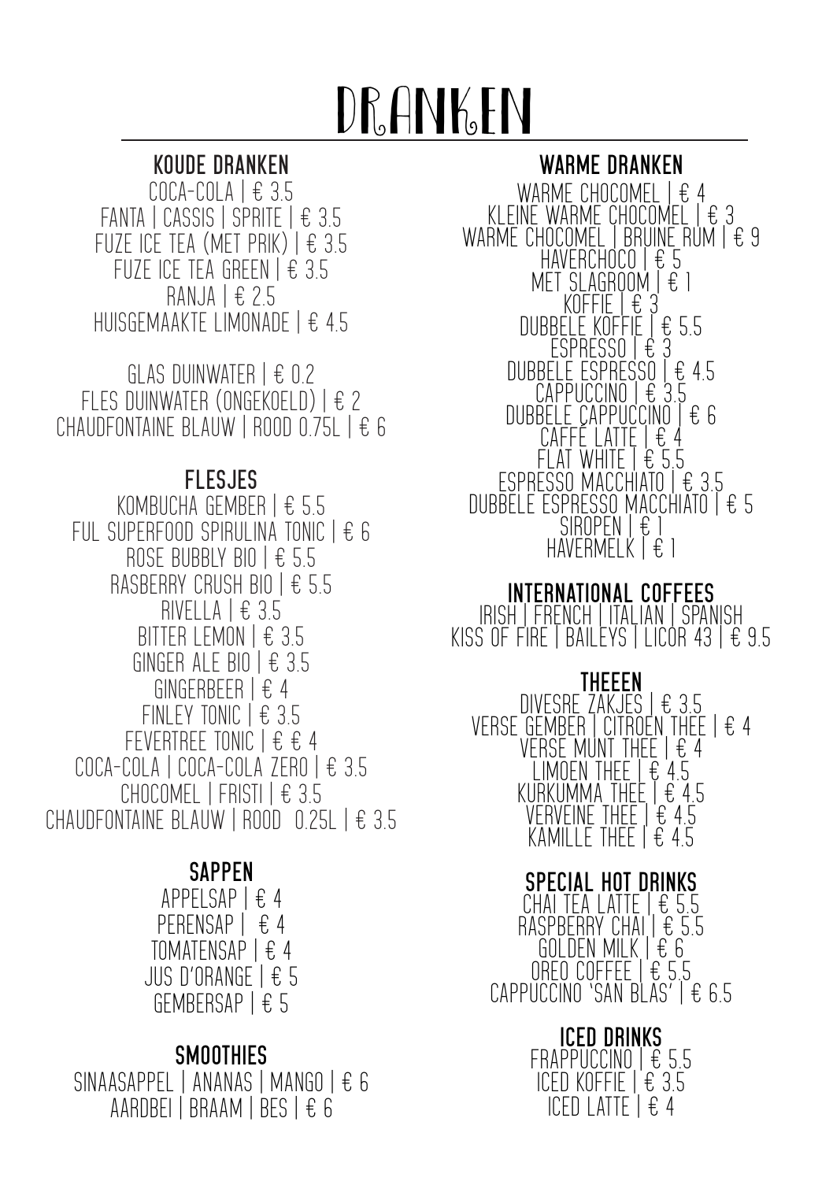# DRANKEN

## KOUDE DRANKEN

COCA-COLA | € 3.5
FANTA | CASSIS | SPRITE | € 3.5
FUZE ICE TEA (MET PRIK) | € 3.5
FUZE ICE TEA GREEN | € 3.5
RANJA | € 2.5
HUISGEMAAKTE LIMONADE | € 4.5

GLAS DUINWATER | € 0.2
FLES DUINWATER (ONGEKOELD) | € 2
CHAUDFONTAINE BLAUW | ROOD 0.75L | € 6

## FLESJES

KOMBUCHA GEMBER | € 5.5
FUL SUPERFOOD SPIRULINA TONIC | € 6
ROSE BUBBLY BIO | € 5.5
RASBERRY CRUSH BIO | € 5.5
RIVELLA | € 3.5
BITTER LEMON | € 3.5
GINGER ALE BIO | € 3.5
GINGERBEER | € 4
FINLEY TONIC | € 3.5
FEVERTREE TONIC | € € 4
COCA-COLA | COCA-COLA ZERO | € 3.5
CHOCOMEL | FRISTI | € 3.5
CHAUDFONTAINE BLAUW | ROOD 0.25L | € 3.5

## SAPPEN

APPELSAP | € 4
PERENSAP | € 4
TOMATENSAP | € 4
JUS D'ORANGE | € 5
GEMBERSAP | € 5

## SMOOTHIES

SINAASAPPEL | ANANAS | MANGO | € 6
AARDBEI | BRAAM | BES | € 6

## WARME DRANKEN

WARME CHOCOMEL | € 4
KLEINE WARME CHOCOMEL | € 3
WARME CHOCOMEL | BRUINE RUM | € 9
HAVERCHOCO | € 5
MET SLAGROOM | € 1
KOFFIE | € 3
DUBBELE KOFFIE | € 5.5
ESPRESSO | € 3
DUBBELE ESPRESSO | € 4.5
CAPPUCCINO | € 3.5
DUBBELE CAPPUCCINO | € 6
CAFFÈ LATTE | € 4
FLAT WHITE | € 5.5
ESPRESSO MACCHIATO | € 3.5
DUBBELE ESPRESSO MACCHIATO | € 5
SIROPEN | € 1
HAVERMELK | € 1

## INTERNATIONAL COFFEES

IRISH | FRENCH | ITALIAN | SPANISH
KISS OF FIRE | BAILEYS | LICOR 43 | € 9.5

## THEEEN

DIVESRE ZAKJES | € 3.5
VERSE GEMBER | CITROEN THEE | € 4
VERSE MUNT THEE | € 4
LIMOEN THEE | € 4.5
KURKUMMA THEE | € 4.5
VERVEINE THEE | € 4.5
KAMILLE THEE | € 4.5

## SPECIAL HOT DRINKS

CHAI TEA LATTE | € 5.5
RASPBERRY CHAI | € 5.5
GOLDEN MILK | € 6
OREO COFFEE | € 5.5
CAPPUCCINO 'SAN BLAS' | € 6.5

## ICED DRINKS

FRAPPUCCINO | € 5.5
ICED KOFFIE | € 3.5
ICED LATTE | € 4